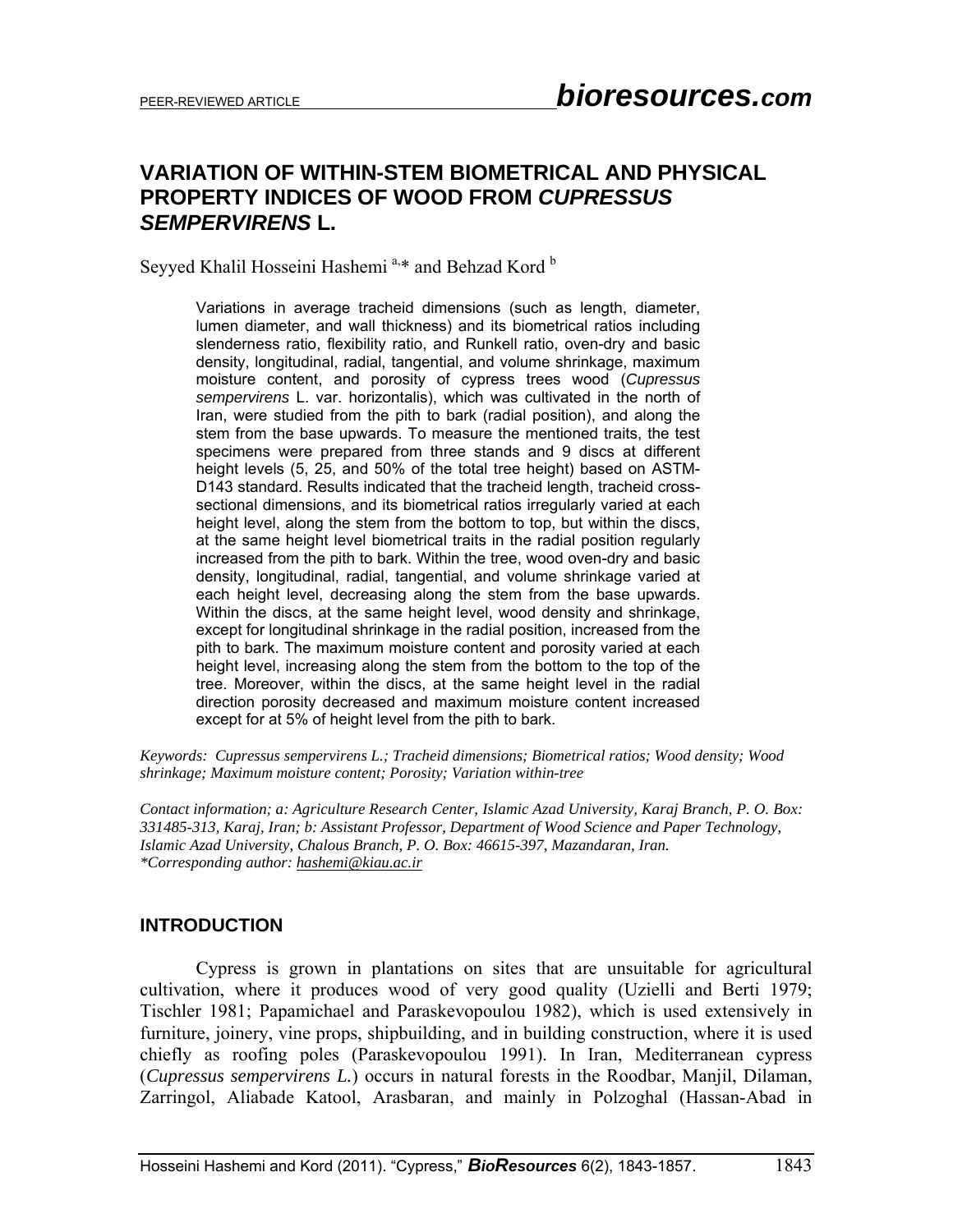# VARIATION OF WITHIN-STEM BIOMETRICAL AND PHYSICAL PROPERTY INDICES OF WOOD FROM *CUPRESSUS SEMPERVIRENS* L.

Seyyed Khalil Hosseini Hashemi [a,*] and Behzad Kord [b]

> Variations in average tracheid dimensions (such as length, diameter, lumen diameter, and wall thickness) and its biometrical ratios including slenderness ratio, flexibility ratio, and Runkell ratio, oven-dry and basic density, longitudinal, radial, tangential, and volume shrinkage, maximum moisture content, and porosity of cypress trees wood (*Cupressus sempervirens* L. var. horizontalis), which was cultivated in the north of Iran, were studied from the pith to bark (radial position), and along the stem from the base upwards. To measure the mentioned traits, the test specimens were prepared from three stands and 9 discs at different height levels (5, 25, and 50% of the total tree height) based on ASTM-D143 standard. Results indicated that the tracheid length, tracheid cross-sectional dimensions, and its biometrical ratios irregularly varied at each height level, along the stem from the bottom to top, but within the discs, at the same height level biometrical traits in the radial position regularly increased from the pith to bark. Within the tree, wood oven-dry and basic density, longitudinal, radial, tangential, and volume shrinkage varied at each height level, decreasing along the stem from the base upwards. Within the discs, at the same height level, wood density and shrinkage, except for longitudinal shrinkage in the radial position, increased from the pith to bark. The maximum moisture content and porosity varied at each height level, increasing along the stem from the bottom to the top of the tree. Moreover, within the discs, at the same height level in the radial direction porosity decreased and maximum moisture content increased except for at 5% of height level from the pith to bark.

*Keywords: Cupressus sempervirens L.; Tracheid dimensions; Biometrical ratios; Wood density; Wood shrinkage; Maximum moisture content; Porosity; Variation within-tree*

*Contact information; a: Agriculture Research Center, Islamic Azad University, Karaj Branch, P. O. Box: 331485-313, Karaj, Iran; b: Assistant Professor, Department of Wood Science and Paper Technology, Islamic Azad University, Chalous Branch, P. O. Box: 46615-397, Mazandaran, Iran. \*Corresponding author: hashemi@kiau.ac.ir*

## INTRODUCTION

Cypress is grown in plantations on sites that are unsuitable for agricultural cultivation, where it produces wood of very good quality (Uzielli and Berti 1979; Tischler 1981; Papamichael and Paraskevopoulou 1982), which is used extensively in furniture, joinery, vine props, shipbuilding, and in building construction, where it is used chiefly as roofing poles (Paraskevopoulou 1991). In Iran, Mediterranean cypress (*Cupressus sempervirens L.*) occurs in natural forests in the Roodbar, Manjil, Dilaman, Zarringol, Aliabade Katool, Arasbaran, and mainly in Polzoghal (Hassan-Abad in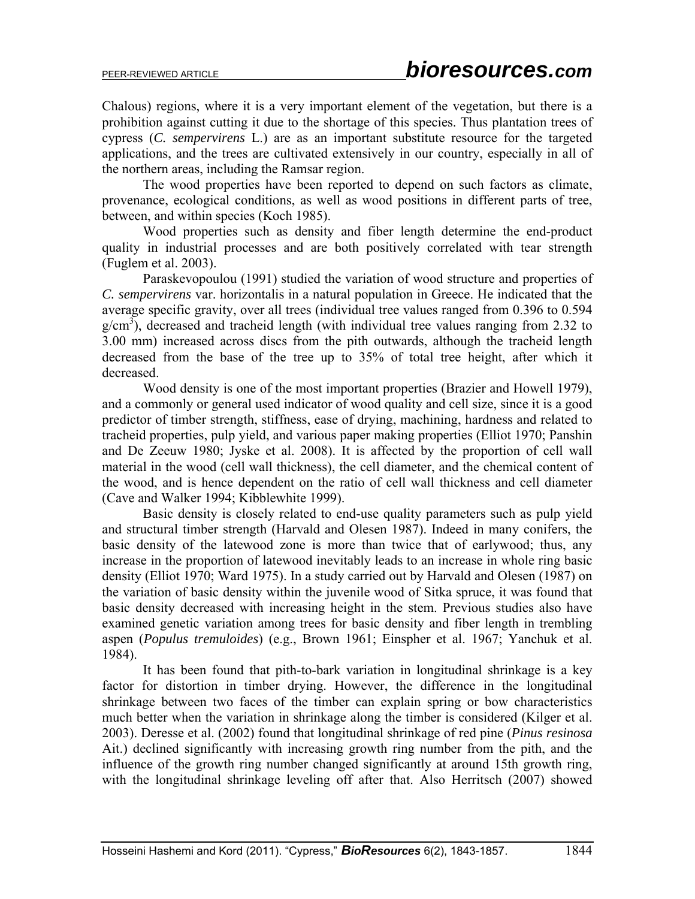Chalous) regions, where it is a very important element of the vegetation, but there is a prohibition against cutting it due to the shortage of this species. Thus plantation trees of cypress (*C. sempervirens* L.) are as an important substitute resource for the targeted applications, and the trees are cultivated extensively in our country, especially in all of the northern areas, including the Ramsar region.

The wood properties have been reported to depend on such factors as climate, provenance, ecological conditions, as well as wood positions in different parts of tree, between, and within species (Koch 1985).

Wood properties such as density and fiber length determine the end-product quality in industrial processes and are both positively correlated with tear strength (Fuglem et al. 2003).

Paraskevopoulou (1991) studied the variation of wood structure and properties of *C. sempervirens* var. horizontalis in a natural population in Greece. He indicated that the average specific gravity, over all trees (individual tree values ranged from 0.396 to 0.594 $g/cm^3$), decreased and tracheid length (with individual tree values ranging from 2.32 to 3.00 mm) increased across discs from the pith outwards, although the tracheid length decreased from the base of the tree up to 35% of total tree height, after which it decreased.

Wood density is one of the most important properties (Brazier and Howell 1979), and a commonly or general used indicator of wood quality and cell size, since it is a good predictor of timber strength, stiffness, ease of drying, machining, hardness and related to tracheid properties, pulp yield, and various paper making properties (Elliot 1970; Panshin and De Zeeuw 1980; Jyske et al. 2008). It is affected by the proportion of cell wall material in the wood (cell wall thickness), the cell diameter, and the chemical content of the wood, and is hence dependent on the ratio of cell wall thickness and cell diameter (Cave and Walker 1994; Kibblewhite 1999).

Basic density is closely related to end-use quality parameters such as pulp yield and structural timber strength (Harvald and Olesen 1987). Indeed in many conifers, the basic density of the latewood zone is more than twice that of earlywood; thus, any increase in the proportion of latewood inevitably leads to an increase in whole ring basic density (Elliot 1970; Ward 1975). In a study carried out by Harvald and Olesen (1987) on the variation of basic density within the juvenile wood of Sitka spruce, it was found that basic density decreased with increasing height in the stem. Previous studies also have examined genetic variation among trees for basic density and fiber length in trembling aspen (*Populus tremuloides*) (e.g., Brown 1961; Einspher et al. 1967; Yanchuk et al. 1984).

It has been found that pith-to-bark variation in longitudinal shrinkage is a key factor for distortion in timber drying. However, the difference in the longitudinal shrinkage between two faces of the timber can explain spring or bow characteristics much better when the variation in shrinkage along the timber is considered (Kilger et al. 2003). Deresse et al. (2002) found that longitudinal shrinkage of red pine (*Pinus resinosa* Ait.) declined significantly with increasing growth ring number from the pith, and the influence of the growth ring number changed significantly at around 15th growth ring, with the longitudinal shrinkage leveling off after that. Also Herritsch (2007) showed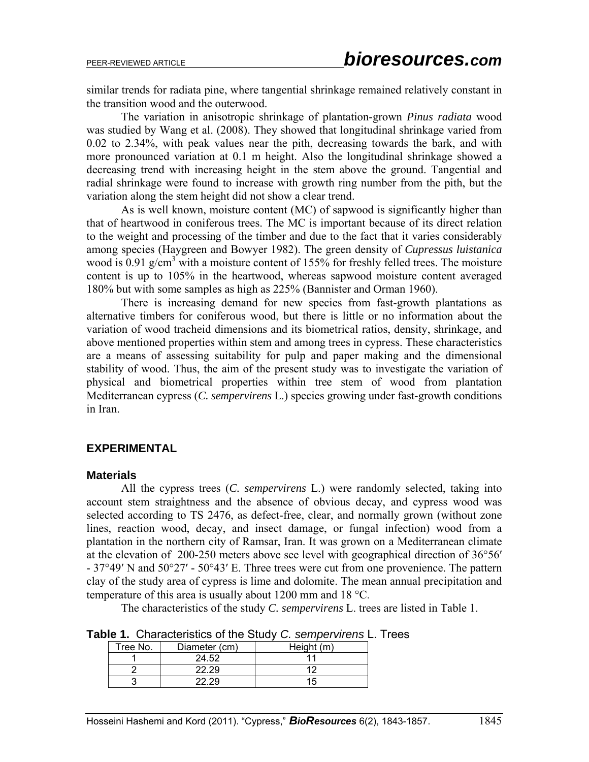similar trends for radiata pine, where tangential shrinkage remained relatively constant in the transition wood and the outerwood.

The variation in anisotropic shrinkage of plantation-grown *Pinus radiata* wood was studied by Wang et al. (2008). They showed that longitudinal shrinkage varied from 0.02 to 2.34%, with peak values near the pith, decreasing towards the bark, and with more pronounced variation at 0.1 m height. Also the longitudinal shrinkage showed a decreasing trend with increasing height in the stem above the ground. Tangential and radial shrinkage were found to increase with growth ring number from the pith, but the variation along the stem height did not show a clear trend.

As is well known, moisture content (MC) of sapwood is significantly higher than that of heartwood in coniferous trees. The MC is important because of its direct relation to the weight and processing of the timber and due to the fact that it varies considerably among species (Haygreen and Bowyer 1982). The green density of *Cupressus luistanica* wood is 0.91 g/cm$^3$ with a moisture content of 155% for freshly felled trees. The moisture content is up to 105% in the heartwood, whereas sapwood moisture content averaged 180% but with some samples as high as 225% (Bannister and Orman 1960).

There is increasing demand for new species from fast-growth plantations as alternative timbers for coniferous wood, but there is little or no information about the variation of wood tracheid dimensions and its biometrical ratios, density, shrinkage, and above mentioned properties within stem and among trees in cypress. These characteristics are a means of assessing suitability for pulp and paper making and the dimensional stability of wood. Thus, the aim of the present study was to investigate the variation of physical and biometrical properties within tree stem of wood from plantation Mediterranean cypress (*C. sempervirens* L.) species growing under fast-growth conditions in Iran.

## EXPERIMENTAL

### Materials

All the cypress trees (*C. sempervirens* L.) were randomly selected, taking into account stem straightness and the absence of obvious decay, and cypress wood was selected according to TS 2476, as defect-free, clear, and normally grown (without zone lines, reaction wood, decay, and insect damage, or fungal infection) wood from a plantation in the northern city of Ramsar, Iran. It was grown on a Mediterranean climate at the elevation of 200-250 meters above see level with geographical direction of 36°56′ - 37°49′ N and 50°27′ - 50°43′ E. Three trees were cut from one provenience. The pattern clay of the study area of cypress is lime and dolomite. The mean annual precipitation and temperature of this area is usually about 1200 mm and 18 °C.

The characteristics of the study *C. sempervirens* L. trees are listed in Table 1.

**Table 1.** Characteristics of the Study *C. sempervirens* L. Trees

| Tree No. | Diameter (cm) | Height (m) |
|---|---|---|
| 1 | 24.52 | 11 |
| 2 | 22.29 | 12 |
| 3 | 22.29 | 15 |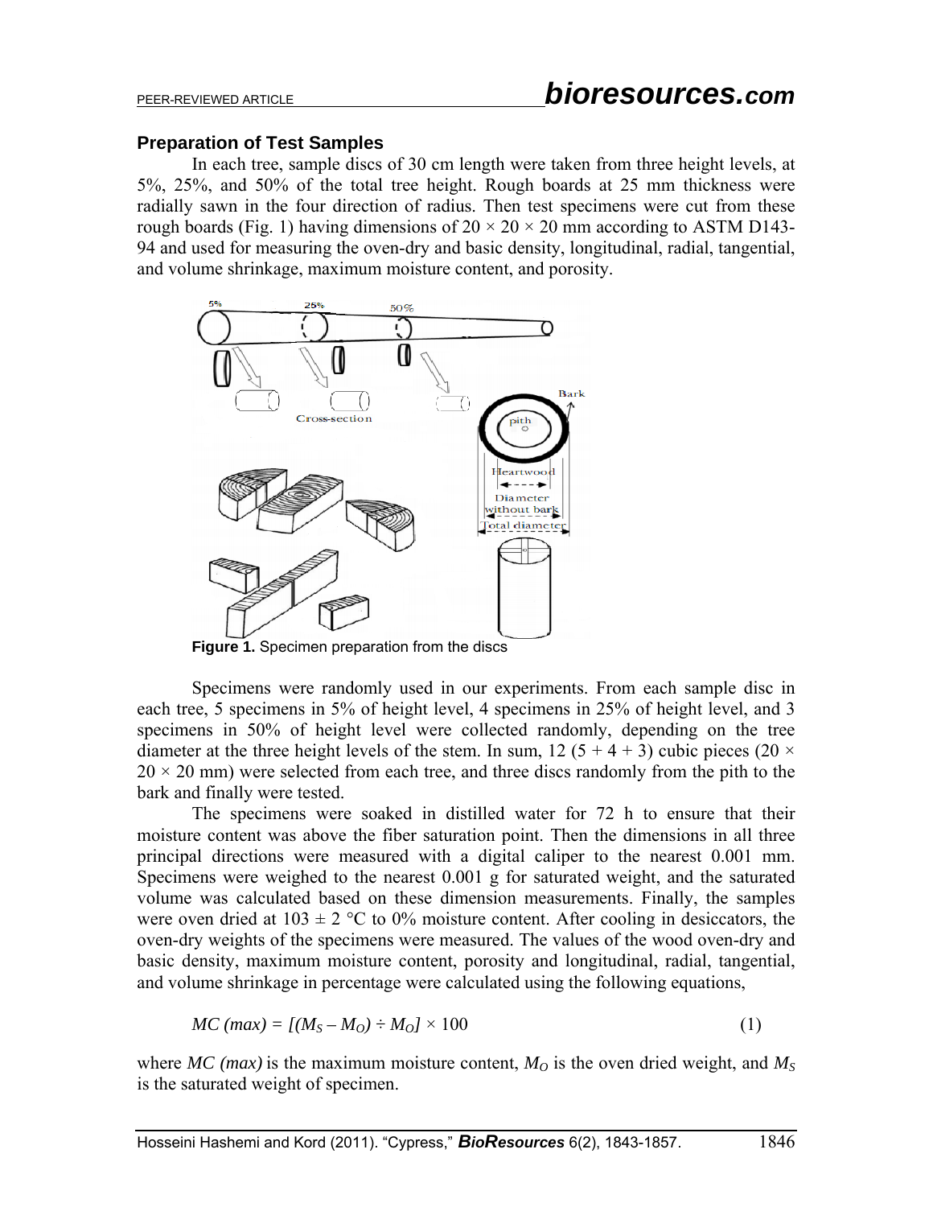### Preparation of Test Samples

In each tree, sample discs of 30 cm length were taken from three height levels, at 5%, 25%, and 50% of the total tree height. Rough boards at 25 mm thickness were radially sawn in the four direction of radius. Then test specimens were cut from these rough boards (Fig. 1) having dimensions of 20 × 20 × 20 mm according to ASTM D143-94 and used for measuring the oven-dry and basic density, longitudinal, radial, tangential, and volume shrinkage, maximum moisture content, and porosity.

**Figure 1.** Specimen preparation from the discs

Specimens were randomly used in our experiments. From each sample disc in each tree, 5 specimens in 5% of height level, 4 specimens in 25% of height level, and 3 specimens in 50% of height level were collected randomly, depending on the tree diameter at the three height levels of the stem. In sum, 12 (5 + 4 + 3) cubic pieces (20 × 20 × 20 mm) were selected from each tree, and three discs randomly from the pith to the bark and finally were tested.

The specimens were soaked in distilled water for 72 h to ensure that their moisture content was above the fiber saturation point. Then the dimensions in all three principal directions were measured with a digital caliper to the nearest 0.001 mm. Specimens were weighed to the nearest 0.001 g for saturated weight, and the saturated volume was calculated based on these dimension measurements. Finally, the samples were oven dried at 103 ± 2 °C to 0% moisture content. After cooling in desiccators, the oven-dry weights of the specimens were measured. The values of the wood oven-dry and basic density, maximum moisture content, porosity and longitudinal, radial, tangential, and volume shrinkage in percentage were calculated using the following equations,

$$MC\ (max) = [(M_S - M_O) \div M_O] \times 100 \qquad (1)$$

where $MC\ (max)$ is the maximum moisture content, $M_O$ is the oven dried weight, and $M_S$ is the saturated weight of specimen.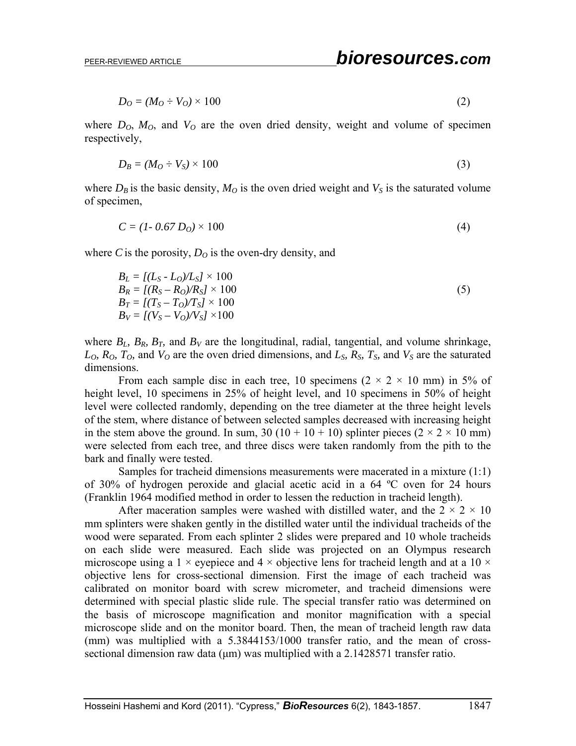$$D_O = (M_O \div V_O) \times 100 \tag{2}$$

where $D_O$, $M_O$, and $V_O$ are the oven dried density, weight and volume of specimen respectively,

$$D_B = (M_O \div V_S) \times 100 \tag{3}$$

where $D_B$ is the basic density, $M_O$ is the oven dried weight and $V_S$ is the saturated volume of specimen,

$$C = (1 - 0.67\, D_O) \times 100 \tag{4}$$

where $C$ is the porosity, $D_O$ is the oven-dry density, and

$$\begin{aligned} B_L &= [(L_S - L_O)/L_S] \times 100 \\ B_R &= [(R_S - R_O)/R_S] \times 100 \\ B_T &= [(T_S - T_O)/T_S] \times 100 \\ B_V &= [(V_S - V_O)/V_S] \times 100 \end{aligned} \tag{5}$$

where $B_L$, $B_R$, $B_T$, and $B_V$ are the longitudinal, radial, tangential, and volume shrinkage, $L_O$, $R_O$, $T_O$, and $V_O$ are the oven dried dimensions, and $L_S$, $R_S$, $T_S$, and $V_S$ are the saturated dimensions.

From each sample disc in each tree, 10 specimens (2 × 2 × 10 mm) in 5% of height level, 10 specimens in 25% of height level, and 10 specimens in 50% of height level were collected randomly, depending on the tree diameter at the three height levels of the stem, where distance of between selected samples decreased with increasing height in the stem above the ground. In sum, 30 (10 + 10 + 10) splinter pieces (2 × 2 × 10 mm) were selected from each tree, and three discs were taken randomly from the pith to the bark and finally were tested.

Samples for tracheid dimensions measurements were macerated in a mixture (1:1) of 30% of hydrogen peroxide and glacial acetic acid in a 64 ºC oven for 24 hours (Franklin 1964 modified method in order to lessen the reduction in tracheid length).

After maceration samples were washed with distilled water, and the 2 × 2 × 10 mm splinters were shaken gently in the distilled water until the individual tracheids of the wood were separated. From each splinter 2 slides were prepared and 10 whole tracheids on each slide were measured. Each slide was projected on an Olympus research microscope using a 1 × eyepiece and 4 × objective lens for tracheid length and at a 10 × objective lens for cross-sectional dimension. First the image of each tracheid was calibrated on monitor board with screw micrometer, and tracheid dimensions were determined with special plastic slide rule. The special transfer ratio was determined on the basis of microscope magnification and monitor magnification with a special microscope slide and on the monitor board. Then, the mean of tracheid length raw data (mm) was multiplied with a 5.3844153/1000 transfer ratio, and the mean of cross-sectional dimension raw data (μm) was multiplied with a 2.1428571 transfer ratio.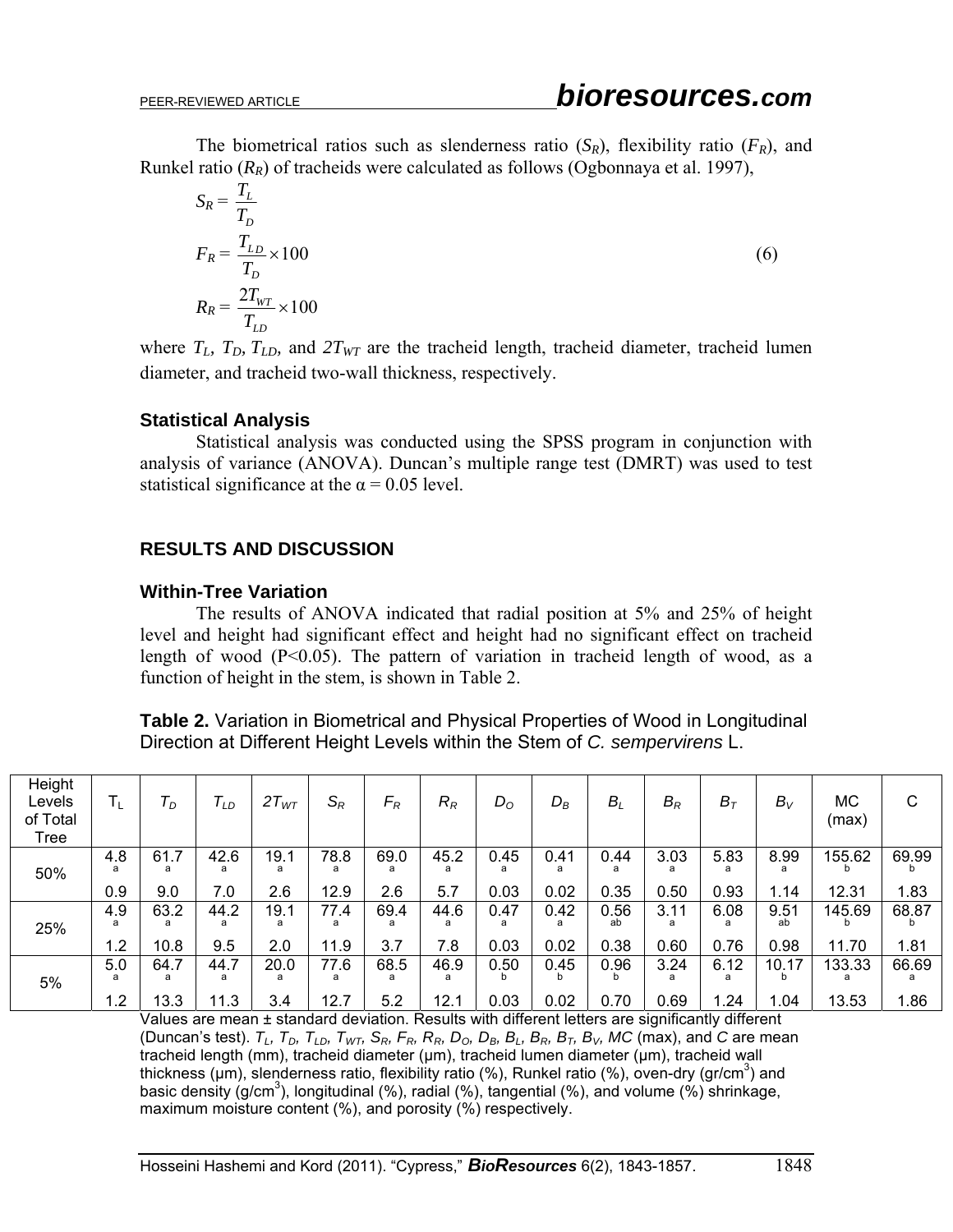The biometrical ratios such as slenderness ratio ($S_R$), flexibility ratio ($F_R$), and Runkel ratio ($R_R$) of tracheids were calculated as follows (Ogbonnaya et al. 1997),

$$S_R = \frac{T_L}{T_D}$$

$$F_R = \frac{T_{LD}}{T_D} \times 100 \qquad (6)$$

$$R_R = \frac{2T_{WT}}{T_{LD}} \times 100$$

where $T_L$, $T_D$, $T_{LD}$, and $2T_{WT}$ are the tracheid length, tracheid diameter, tracheid lumen diameter, and tracheid two-wall thickness, respectively.

### Statistical Analysis

Statistical analysis was conducted using the SPSS program in conjunction with analysis of variance (ANOVA). Duncan's multiple range test (DMRT) was used to test statistical significance at the $\alpha = 0.05$ level.

## RESULTS AND DISCUSSION

### Within-Tree Variation

The results of ANOVA indicated that radial position at 5% and 25% of height level and height had significant effect and height had no significant effect on tracheid length of wood (P<0.05). The pattern of variation in tracheid length of wood, as a function of height in the stem, is shown in Table 2.

**Table 2.** Variation in Biometrical and Physical Properties of Wood in Longitudinal Direction at Different Height Levels within the Stem of *C. sempervirens* L.

| Height Levels of Total Tree | $T_L$ | $T_D$ | $T_{LD}$ | $2T_{WT}$ | $S_R$ | $F_R$ | $R_R$ | $D_O$ | $D_B$ | $B_L$ | $B_R$ | $B_T$ | $B_V$ | MC (max) | C |
|---|---|---|---|---|---|---|---|---|---|---|---|---|---|---|---|
| 50% | 4.8 a | 61.7 a | 42.6 a | 19.1 a | 78.8 a | 69.0 a | 45.2 a | 0.45 a | 0.41 a | 0.44 a | 3.03 a | 5.83 a | 8.99 a | 155.62 b | 69.99 b |
| | 0.9 | 9.0 | 7.0 | 2.6 | 12.9 | 2.6 | 5.7 | 0.03 | 0.02 | 0.35 | 0.50 | 0.93 | 1.14 | 12.31 | 1.83 |
| 25% | 4.9 a | 63.2 a | 44.2 a | 19.1 a | 77.4 a | 69.4 a | 44.6 a | 0.47 a | 0.42 a | 0.56 ab | 3.11 a | 6.08 a | 9.51 ab | 145.69 b | 68.87 b |
| | 1.2 | 10.8 | 9.5 | 2.0 | 11.9 | 3.7 | 7.8 | 0.03 | 0.02 | 0.38 | 0.60 | 0.76 | 0.98 | 11.70 | 1.81 |
| 5% | 5.0 a | 64.7 a | 44.7 a | 20.0 a | 77.6 a | 68.5 a | 46.9 a | 0.50 b | 0.45 b | 0.96 b | 3.24 a | 6.12 a | 10.17 b | 133.33 a | 66.69 a |
| | 1.2 | 13.3 | 11.3 | 3.4 | 12.7 | 5.2 | 12.1 | 0.03 | 0.02 | 0.70 | 0.69 | 1.24 | 1.04 | 13.53 | 1.86 |

Values are mean ± standard deviation. Results with different letters are significantly different (Duncan's test). $T_L$, $T_D$, $T_{LD}$, $T_{WT}$, $S_R$, $F_R$, $R_R$, $D_O$, $D_B$, $B_L$, $B_R$, $B_T$, $B_V$, $MC$ (max), and $C$ are mean tracheid length (mm), tracheid diameter (μm), tracheid lumen diameter (μm), tracheid wall thickness (μm), slenderness ratio, flexibility ratio (%), Runkel ratio (%), oven-dry (gr/cm$^3$) and basic density (g/cm$^3$), longitudinal (%), radial (%), tangential (%), and volume (%) shrinkage, maximum moisture content (%), and porosity (%) respectively.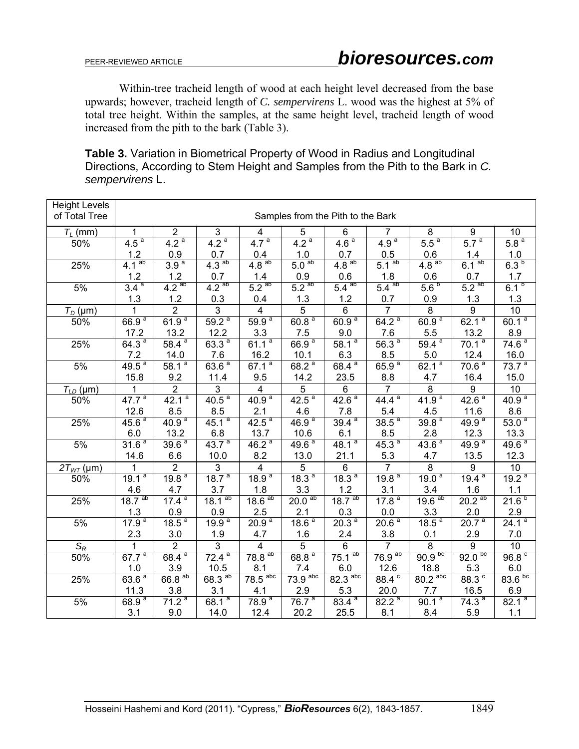Within-tree tracheid length of wood at each height level decreased from the base upwards; however, tracheid length of *C. sempervirens* L. wood was the highest at 5% of total tree height. Within the samples, at the same height level, tracheid length of wood increased from the pith to the bark (Table 3).

**Table 3.** Variation in Biometrical Property of Wood in Radius and Longitudinal Directions, According to Stem Height and Samples from the Pith to the Bark in *C. sempervirens* L.

| Height Levels of Total Tree | Samples from the Pith to the Bark | | | | | | | | | |
|---|---|---|---|---|---|---|---|---|---|---|
| $T_L$ (mm) | 1 | 2 | 3 | 4 | 5 | 6 | 7 | 8 | 9 | 10 |
| 50% | 4.5 $^{a}$ | 4.2 $^{a}$ | 4.2 $^{a}$ | 4.7 $^{a}$ | 4.2 $^{a}$ | 4.6 $^{a}$ | 4.9 $^{a}$ | 5.5 $^{a}$ | 5.7 $^{a}$ | 5.8 $^{a}$ |
| | 1.2 | 0.9 | 0.7 | 0.4 | 1.0 | 0.7 | 0.5 | 0.6 | 1.4 | 1.0 |
| 25% | 4.1 $^{ab}$ | 3.9 $^{a}$ | 4.3 $^{ab}$ | 4.8 $^{ab}$ | 5.0 $^{ab}$ | 4.8 $^{ab}$ | 5.1 $^{ab}$ | 4.8 $^{ab}$ | 6.1 $^{ab}$ | 6.3 $^{b}$ |
| | 1.2 | 1.2 | 0.7 | 1.4 | 0.9 | 0.6 | 1.8 | 0.6 | 0.7 | 1.7 |
| 5% | 3.4 $^{a}$ | 4.2 $^{ab}$ | 4.2 $^{ab}$ | 5.2 $^{ab}$ | 5.2 $^{ab}$ | 5.4 $^{ab}$ | 5.4 $^{ab}$ | 5.6 $^{b}$ | 5.2 $^{ab}$ | 6.1 $^{b}$ |
| | 1.3 | 1.2 | 0.3 | 0.4 | 1.3 | 1.2 | 0.7 | 0.9 | 1.3 | 1.3 |
| $T_D$ (μm) | 1 | 2 | 3 | 4 | 5 | 6 | 7 | 8 | 9 | 10 |
| 50% | 66.9 $^{a}$ | 61.9 $^{a}$ | 59.2 $^{a}$ | 59.9 $^{a}$ | 60.8 $^{a}$ | 60.9 $^{a}$ | 64.2 $^{a}$ | 60.9 $^{a}$ | 62.1 $^{a}$ | 60.1 $^{a}$ |
| | 17.2 | 13.2 | 12.2 | 3.3 | 7.5 | 9.0 | 7.6 | 5.5 | 13.2 | 8.9 |
| 25% | 64.3 $^{a}$ | 58.4 $^{a}$ | 63.3 $^{a}$ | 61.1 $^{a}$ | 66.9 $^{a}$ | 58.1 $^{a}$ | 56.3 $^{a}$ | 59.4 $^{a}$ | 70.1 $^{a}$ | 74.6 $^{a}$ |
| | 7.2 | 14.0 | 7.6 | 16.2 | 10.1 | 6.3 | 8.5 | 5.0 | 12.4 | 16.0 |
| 5% | 49.5 $^{a}$ | 58.1 $^{a}$ | 63.6 $^{a}$ | 67.1 $^{a}$ | 68.2 $^{a}$ | 68.4 $^{a}$ | 65.9 $^{a}$ | 62.1 $^{a}$ | 70.6 $^{a}$ | 73.7 $^{a}$ |
| | 15.8 | 9.2 | 11.4 | 9.5 | 14.2 | 23.5 | 8.8 | 4.7 | 16.4 | 15.0 |
| $T_{LD}$ (μm) | 1 | 2 | 3 | 4 | 5 | 6 | 7 | 8 | 9 | 10 |
| 50% | 47.7 $^{a}$ | 42.1 $^{a}$ | 40.5 $^{a}$ | 40.9 $^{a}$ | 42.5 $^{a}$ | 42.6 $^{a}$ | 44.4 $^{a}$ | 41.9 $^{a}$ | 42.6 $^{a}$ | 40.9 $^{a}$ |
| | 12.6 | 8.5 | 8.5 | 2.1 | 4.6 | 7.8 | 5.4 | 4.5 | 11.6 | 8.6 |
| 25% | 45.6 $^{a}$ | 40.9 $^{a}$ | 45.1 $^{a}$ | 42.5 $^{a}$ | 46.9 $^{a}$ | 39.4 $^{a}$ | 38.5 $^{a}$ | 39.8 $^{a}$ | 49.9 $^{a}$ | 53.0 $^{a}$ |
| | 6.0 | 13.2 | 6.8 | 13.7 | 10.6 | 6.1 | 8.5 | 2.8 | 12.3 | 13.3 |
| 5% | 31.6 $^{a}$ | 39.6 $^{a}$ | 43.7 $^{a}$ | 46.2 $^{a}$ | 49.6 $^{a}$ | 48.1 $^{a}$ | 45.3 $^{a}$ | 43.6 $^{a}$ | 49.9 $^{a}$ | 49.6 $^{a}$ |
| | 14.6 | 6.6 | 10.0 | 8.2 | 13.0 | 21.1 | 5.3 | 4.7 | 13.5 | 12.3 |
| $2T_{WT}$ (μm) | 1 | 2 | 3 | 4 | 5 | 6 | 7 | 8 | 9 | 10 |
| 50% | 19.1 $^{a}$ | 19.8 $^{a}$ | 18.7 $^{a}$ | 18.9 $^{a}$ | 18.3 $^{a}$ | 18.3 $^{a}$ | 19.8 $^{a}$ | 19.0 $^{a}$ | 19.4 $^{a}$ | 19.2 $^{a}$ |
| | 4.6 | 4.7 | 3.7 | 1.8 | 3.3 | 1.2 | 3.1 | 3.4 | 1.6 | 1.1 |
| 25% | 18.7 $^{ab}$ | 17.4 $^{a}$ | 18.1 $^{ab}$ | 18.6 $^{ab}$ | 20.0 $^{ab}$ | 18.7 $^{ab}$ | 17.8 $^{a}$ | 19.6 $^{ab}$ | 20.2 $^{ab}$ | 21.6 $^{b}$ |
| | 1.3 | 0.9 | 0.9 | 2.5 | 2.1 | 0.3 | 0.0 | 3.3 | 2.0 | 2.9 |
| 5% | 17.9 $^{a}$ | 18.5 $^{a}$ | 19.9 $^{a}$ | 20.9 $^{a}$ | 18.6 $^{a}$ | 20.3 $^{a}$ | 20.6 $^{a}$ | 18.5 $^{a}$ | 20.7 $^{a}$ | 24.1 $^{a}$ |
| | 2.3 | 3.0 | 1.9 | 4.7 | 1.6 | 2.4 | 3.8 | 0.1 | 2.9 | 7.0 |
| $S_R$ | 1 | 2 | 3 | 4 | 5 | 6 | 7 | 8 | 9 | 10 |
| 50% | 67.7 $^{a}$ | 68.4 $^{a}$ | 72.4 $^{a}$ | 78.8 $^{ab}$ | 68.8 $^{a}$ | 75.1 $^{ab}$ | 76.9 $^{ab}$ | 90.9 $^{bc}$ | 92.0 $^{bc}$ | 96.8 $^{c}$ |
| | 1.0 | 3.9 | 10.5 | 8.1 | 7.4 | 6.0 | 12.6 | 18.8 | 5.3 | 6.0 |
| 25% | 63.6 $^{a}$ | 66.8 $^{ab}$ | 68.3 $^{ab}$ | 78.5 $^{abc}$ | 73.9 $^{abc}$ | 82.3 $^{abc}$ | 88.4 $^{c}$ | 80.2 $^{abc}$ | 88.3 $^{c}$ | 83.6 $^{bc}$ |
| | 11.3 | 3.8 | 3.1 | 4.1 | 2.9 | 5.3 | 20.0 | 7.7 | 16.5 | 6.9 |
| 5% | 68.9 $^{a}$ | 71.2 $^{a}$ | 68.1 $^{a}$ | 78.9 $^{a}$ | 76.7 $^{a}$ | 83.4 $^{a}$ | 82.2 $^{a}$ | 90.1 $^{a}$ | 74.3 $^{a}$ | 82.1 $^{a}$ |
| | 3.1 | 9.0 | 14.0 | 12.4 | 20.2 | 25.5 | 8.1 | 8.4 | 5.9 | 1.1 |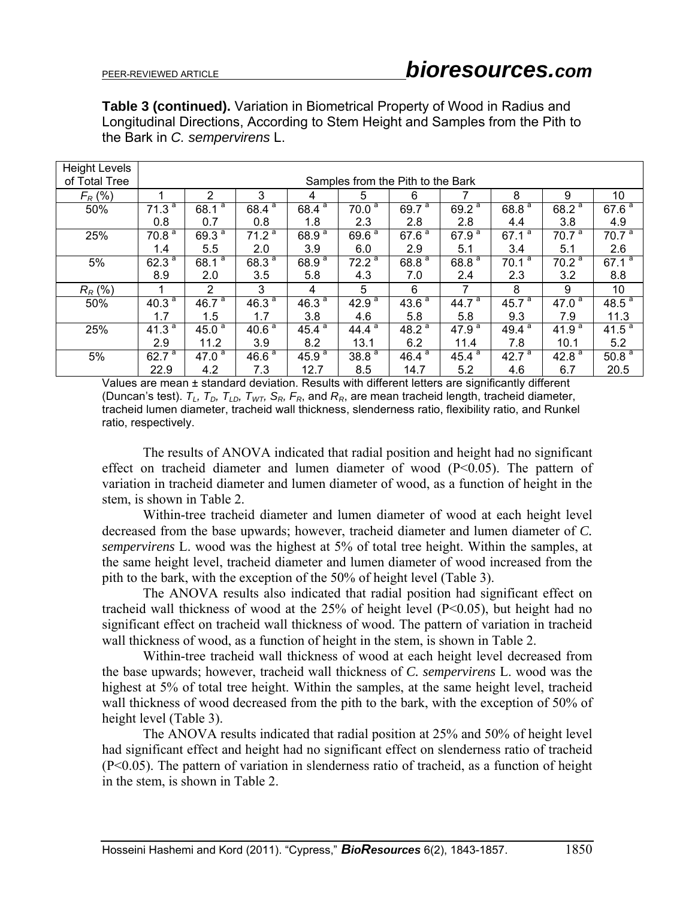**Table 3 (continued).** Variation in Biometrical Property of Wood in Radius and Longitudinal Directions, According to Stem Height and Samples from the Pith to the Bark in *C. sempervirens* L.

| Height Levels of Total Tree | Samples from the Pith to the Bark | | | | | | | | | |
|---|---|---|---|---|---|---|---|---|---|---|
| $F_R$ (%) | 1 | 2 | 3 | 4 | 5 | 6 | 7 | 8 | 9 | 10 |
| 50% | 71.3 [a] 0.8 | 68.1 [a] 0.7 | 68.4 [a] 0.8 | 68.4 [a] 1.8 | 70.0 [a] 2.3 | 69.7 [a] 2.8 | 69.2 [a] 2.8 | 68.8 [a] 4.4 | 68.2 [a] 3.8 | 67.6 [a] 4.9 |
| 25% | 70.8 [a] 1.4 | 69.3 [a] 5.5 | 71.2 [a] 2.0 | 68.9 [a] 3.9 | 69.6 [a] 6.0 | 67.6 [a] 2.9 | 67.9 [a] 5.1 | 67.1 [a] 3.4 | 70.7 [a] 5.1 | 70.7 [a] 2.6 |
| 5% | 62.3 [a] 8.9 | 68.1 [a] 2.0 | 68.3 [a] 3.5 | 68.9 [a] 5.8 | 72.2 [a] 4.3 | 68.8 [a] 7.0 | 68.8 [a] 2.4 | 70.1 [a] 2.3 | 70.2 [a] 3.2 | 67.1 [a] 8.8 |
| $R_R$ (%) | 1 | 2 | 3 | 4 | 5 | 6 | 7 | 8 | 9 | 10 |
| 50% | 40.3 [a] 1.7 | 46.7 [a] 1.5 | 46.3 [a] 1.7 | 46.3 [a] 3.8 | 42.9 [a] 4.6 | 43.6 [a] 5.8 | 44.7 [a] 5.8 | 45.7 [a] 9.3 | 47.0 [a] 7.9 | 48.5 [a] 11.3 |
| 25% | 41.3 [a] 2.9 | 45.0 [a] 11.2 | 40.6 [a] 3.9 | 45.4 [a] 8.2 | 44.4 [a] 13.1 | 48.2 [a] 6.2 | 47.9 [a] 11.4 | 49.4 [a] 7.8 | 41.9 [a] 10.1 | 41.5 [a] 5.2 |
| 5% | 62.7 [a] 22.9 | 47.0 [a] 4.2 | 46.6 [a] 7.3 | 45.9 [a] 12.7 | 38.8 [a] 8.5 | 46.4 [a] 14.7 | 45.4 [a] 5.2 | 42.7 [a] 4.6 | 42.8 [a] 6.7 | 50.8 [a] 20.5 |

Values are mean ± standard deviation. Results with different letters are significantly different (Duncan's test). $T_L$, $T_D$, $T_{LD}$, $T_{WT}$, $S_R$, $F_R$, and $R_R$, are mean tracheid length, tracheid diameter, tracheid lumen diameter, tracheid wall thickness, slenderness ratio, flexibility ratio, and Runkel ratio, respectively.

The results of ANOVA indicated that radial position and height had no significant effect on tracheid diameter and lumen diameter of wood ($P<0.05$). The pattern of variation in tracheid diameter and lumen diameter of wood, as a function of height in the stem, is shown in Table 2.

Within-tree tracheid diameter and lumen diameter of wood at each height level decreased from the base upwards; however, tracheid diameter and lumen diameter of *C. sempervirens* L. wood was the highest at 5% of total tree height. Within the samples, at the same height level, tracheid diameter and lumen diameter of wood increased from the pith to the bark, with the exception of the 50% of height level (Table 3).

The ANOVA results also indicated that radial position had significant effect on tracheid wall thickness of wood at the 25% of height level ($P<0.05$), but height had no significant effect on tracheid wall thickness of wood. The pattern of variation in tracheid wall thickness of wood, as a function of height in the stem, is shown in Table 2.

Within-tree tracheid wall thickness of wood at each height level decreased from the base upwards; however, tracheid wall thickness of *C. sempervirens* L. wood was the highest at 5% of total tree height. Within the samples, at the same height level, tracheid wall thickness of wood decreased from the pith to the bark, with the exception of 50% of height level (Table 3).

The ANOVA results indicated that radial position at 25% and 50% of height level had significant effect and height had no significant effect on slenderness ratio of tracheid ($P<0.05$). The pattern of variation in slenderness ratio of tracheid, as a function of height in the stem, is shown in Table 2.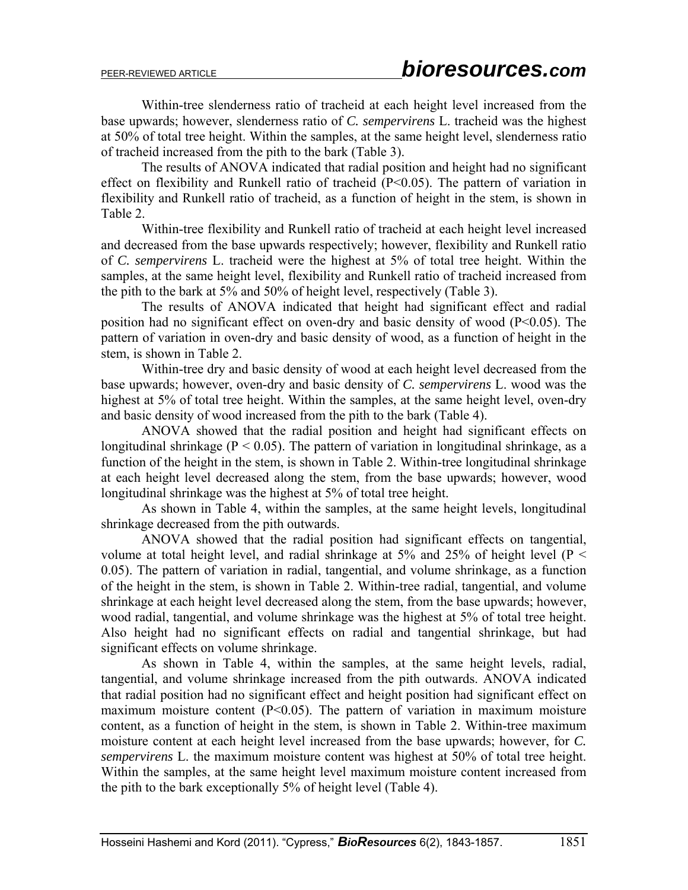Within-tree slenderness ratio of tracheid at each height level increased from the base upwards; however, slenderness ratio of *C. sempervirens* L. tracheid was the highest at 50% of total tree height. Within the samples, at the same height level, slenderness ratio of tracheid increased from the pith to the bark (Table 3).

The results of ANOVA indicated that radial position and height had no significant effect on flexibility and Runkell ratio of tracheid ($P<0.05$). The pattern of variation in flexibility and Runkell ratio of tracheid, as a function of height in the stem, is shown in Table 2.

Within-tree flexibility and Runkell ratio of tracheid at each height level increased and decreased from the base upwards respectively; however, flexibility and Runkell ratio of *C. sempervirens* L. tracheid were the highest at 5% of total tree height. Within the samples, at the same height level, flexibility and Runkell ratio of tracheid increased from the pith to the bark at 5% and 50% of height level, respectively (Table 3).

The results of ANOVA indicated that height had significant effect and radial position had no significant effect on oven-dry and basic density of wood ($P<0.05$). The pattern of variation in oven-dry and basic density of wood, as a function of height in the stem, is shown in Table 2.

Within-tree dry and basic density of wood at each height level decreased from the base upwards; however, oven-dry and basic density of *C. sempervirens* L. wood was the highest at 5% of total tree height. Within the samples, at the same height level, oven-dry and basic density of wood increased from the pith to the bark (Table 4).

ANOVA showed that the radial position and height had significant effects on longitudinal shrinkage ($P < 0.05$). The pattern of variation in longitudinal shrinkage, as a function of the height in the stem, is shown in Table 2. Within-tree longitudinal shrinkage at each height level decreased along the stem, from the base upwards; however, wood longitudinal shrinkage was the highest at 5% of total tree height.

As shown in Table 4, within the samples, at the same height levels, longitudinal shrinkage decreased from the pith outwards.

ANOVA showed that the radial position had significant effects on tangential, volume at total height level, and radial shrinkage at 5% and 25% of height level ($P < 0.05$). The pattern of variation in radial, tangential, and volume shrinkage, as a function of the height in the stem, is shown in Table 2. Within-tree radial, tangential, and volume shrinkage at each height level decreased along the stem, from the base upwards; however, wood radial, tangential, and volume shrinkage was the highest at 5% of total tree height. Also height had no significant effects on radial and tangential shrinkage, but had significant effects on volume shrinkage.

As shown in Table 4, within the samples, at the same height levels, radial, tangential, and volume shrinkage increased from the pith outwards. ANOVA indicated that radial position had no significant effect and height position had significant effect on maximum moisture content ($P<0.05$). The pattern of variation in maximum moisture content, as a function of height in the stem, is shown in Table 2. Within-tree maximum moisture content at each height level increased from the base upwards; however, for *C. sempervirens* L. the maximum moisture content was highest at 50% of total tree height. Within the samples, at the same height level maximum moisture content increased from the pith to the bark exceptionally 5% of height level (Table 4).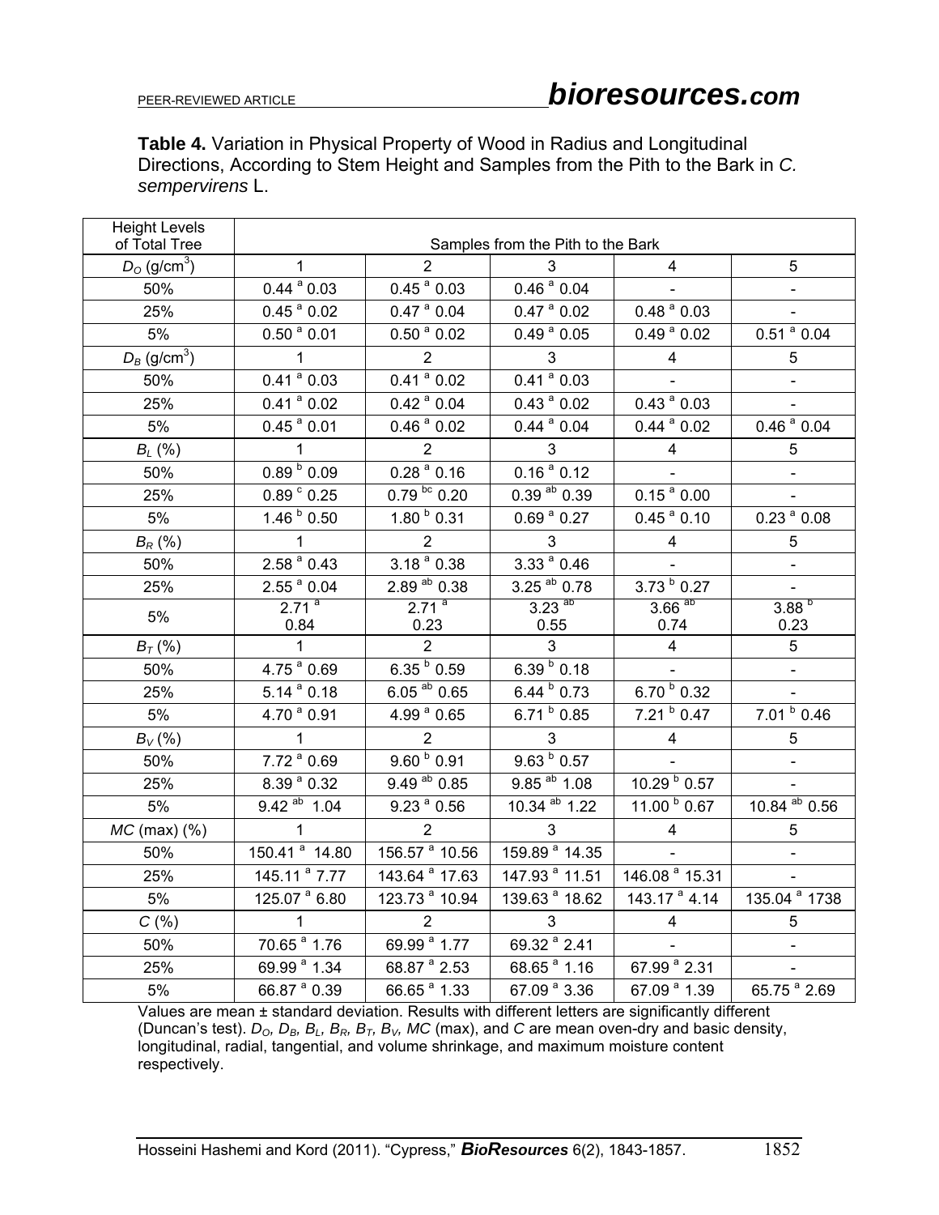**Table 4.** Variation in Physical Property of Wood in Radius and Longitudinal Directions, According to Stem Height and Samples from the Pith to the Bark in *C. sempervirens* L.

| Height Levels of Total Tree | Samples from the Pith to the Bark | | | | |
|---|---|---|---|---|---|
| $D_O$ (g/cm$^3$) | 1 | 2 | 3 | 4 | 5 |
| 50% | 0.44 $^{a}$ 0.03 | 0.45 $^{a}$ 0.03 | 0.46 $^{a}$ 0.04 | - | - |
| 25% | 0.45 $^{a}$ 0.02 | 0.47 $^{a}$ 0.04 | 0.47 $^{a}$ 0.02 | 0.48 $^{a}$ 0.03 | - |
| 5% | 0.50 $^{a}$ 0.01 | 0.50 $^{a}$ 0.02 | 0.49 $^{a}$ 0.05 | 0.49 $^{a}$ 0.02 | 0.51 $^{a}$ 0.04 |
| $D_B$ (g/cm$^3$) | 1 | 2 | 3 | 4 | 5 |
| 50% | 0.41 $^{a}$ 0.03 | 0.41 $^{a}$ 0.02 | 0.41 $^{a}$ 0.03 | - | - |
| 25% | 0.41 $^{a}$ 0.02 | 0.42 $^{a}$ 0.04 | 0.43 $^{a}$ 0.02 | 0.43 $^{a}$ 0.03 | - |
| 5% | 0.45 $^{a}$ 0.01 | 0.46 $^{a}$ 0.02 | 0.44 $^{a}$ 0.04 | 0.44 $^{a}$ 0.02 | 0.46 $^{a}$ 0.04 |
| $B_L$ (%) | 1 | 2 | 3 | 4 | 5 |
| 50% | 0.89 $^{b}$ 0.09 | 0.28 $^{a}$ 0.16 | 0.16 $^{a}$ 0.12 | - | - |
| 25% | 0.89 $^{c}$ 0.25 | 0.79 $^{bc}$ 0.20 | 0.39 $^{ab}$ 0.39 | 0.15 $^{a}$ 0.00 | - |
| 5% | 1.46 $^{b}$ 0.50 | 1.80 $^{b}$ 0.31 | 0.69 $^{a}$ 0.27 | 0.45 $^{a}$ 0.10 | 0.23 $^{a}$ 0.08 |
| $B_R$ (%) | 1 | 2 | 3 | 4 | 5 |
| 50% | 2.58 $^{a}$ 0.43 | 3.18 $^{a}$ 0.38 | 3.33 $^{a}$ 0.46 | - | - |
| 25% | 2.55 $^{a}$ 0.04 | 2.89 $^{ab}$ 0.38 | 3.25 $^{ab}$ 0.78 | 3.73 $^{b}$ 0.27 | - |
| 5% | 2.71 $^{a}$ 0.84 | 2.71 $^{a}$ 0.23 | 3.23 $^{ab}$ 0.55 | 3.66 $^{ab}$ 0.74 | 3.88 $^{b}$ 0.23 |
| $B_T$ (%) | 1 | 2 | 3 | 4 | 5 |
| 50% | 4.75 $^{a}$ 0.69 | 6.35 $^{b}$ 0.59 | 6.39 $^{b}$ 0.18 | - | - |
| 25% | 5.14 $^{a}$ 0.18 | 6.05 $^{ab}$ 0.65 | 6.44 $^{b}$ 0.73 | 6.70 $^{b}$ 0.32 | - |
| 5% | 4.70 $^{a}$ 0.91 | 4.99 $^{a}$ 0.65 | 6.71 $^{b}$ 0.85 | 7.21 $^{b}$ 0.47 | 7.01 $^{b}$ 0.46 |
| $B_V$ (%) | 1 | 2 | 3 | 4 | 5 |
| 50% | 7.72 $^{a}$ 0.69 | 9.60 $^{b}$ 0.91 | 9.63 $^{b}$ 0.57 | - | - |
| 25% | 8.39 $^{a}$ 0.32 | 9.49 $^{ab}$ 0.85 | 9.85 $^{ab}$ 1.08 | 10.29 $^{b}$ 0.57 | - |
| 5% | 9.42 $^{ab}$ 1.04 | 9.23 $^{a}$ 0.56 | 10.34 $^{ab}$ 1.22 | 11.00 $^{b}$ 0.67 | 10.84 $^{ab}$ 0.56 |
| $MC$ (max) (%) | 1 | 2 | 3 | 4 | 5 |
| 50% | 150.41 $^{a}$ 14.80 | 156.57 $^{a}$ 10.56 | 159.89 $^{a}$ 14.35 | - | - |
| 25% | 145.11 $^{a}$ 7.77 | 143.64 $^{a}$ 17.63 | 147.93 $^{a}$ 11.51 | 146.08 $^{a}$ 15.31 | - |
| 5% | 125.07 $^{a}$ 6.80 | 123.73 $^{a}$ 10.94 | 139.63 $^{a}$ 18.62 | 143.17 $^{a}$ 4.14 | 135.04 $^{a}$ 1738 |
| $C$ (%) | 1 | 2 | 3 | 4 | 5 |
| 50% | 70.65 $^{a}$ 1.76 | 69.99 $^{a}$ 1.77 | 69.32 $^{a}$ 2.41 | - | - |
| 25% | 69.99 $^{a}$ 1.34 | 68.87 $^{a}$ 2.53 | 68.65 $^{a}$ 1.16 | 67.99 $^{a}$ 2.31 | - |
| 5% | 66.87 $^{a}$ 0.39 | 66.65 $^{a}$ 1.33 | 67.09 $^{a}$ 3.36 | 67.09 $^{a}$ 1.39 | 65.75 $^{a}$ 2.69 |

Values are mean ± standard deviation. Results with different letters are significantly different (Duncan's test). $D_O$, $D_B$, $B_L$, $B_R$, $B_T$, $B_V$, $MC$ (max), and $C$ are mean oven-dry and basic density, longitudinal, radial, tangential, and volume shrinkage, and maximum moisture content respectively.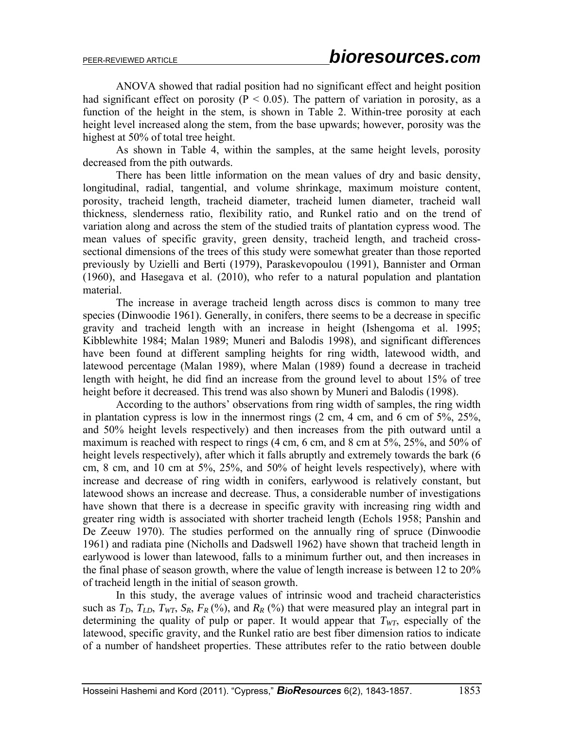ANOVA showed that radial position had no significant effect and height position had significant effect on porosity ($P < 0.05$). The pattern of variation in porosity, as a function of the height in the stem, is shown in Table 2. Within-tree porosity at each height level increased along the stem, from the base upwards; however, porosity was the highest at 50% of total tree height.

As shown in Table 4, within the samples, at the same height levels, porosity decreased from the pith outwards.

There has been little information on the mean values of dry and basic density, longitudinal, radial, tangential, and volume shrinkage, maximum moisture content, porosity, tracheid length, tracheid diameter, tracheid lumen diameter, tracheid wall thickness, slenderness ratio, flexibility ratio, and Runkel ratio and on the trend of variation along and across the stem of the studied traits of plantation cypress wood. The mean values of specific gravity, green density, tracheid length, and tracheid cross-sectional dimensions of the trees of this study were somewhat greater than those reported previously by Uzielli and Berti (1979), Paraskevopoulou (1991), Bannister and Orman (1960), and Hasegava et al. (2010), who refer to a natural population and plantation material.

The increase in average tracheid length across discs is common to many tree species (Dinwoodie 1961). Generally, in conifers, there seems to be a decrease in specific gravity and tracheid length with an increase in height (Ishengoma et al. 1995; Kibblewhite 1984; Malan 1989; Muneri and Balodis 1998), and significant differences have been found at different sampling heights for ring width, latewood width, and latewood percentage (Malan 1989), where Malan (1989) found a decrease in tracheid length with height, he did find an increase from the ground level to about 15% of tree height before it decreased. This trend was also shown by Muneri and Balodis (1998).

According to the authors' observations from ring width of samples, the ring width in plantation cypress is low in the innermost rings (2 cm, 4 cm, and 6 cm of 5%, 25%, and 50% height levels respectively) and then increases from the pith outward until a maximum is reached with respect to rings (4 cm, 6 cm, and 8 cm at 5%, 25%, and 50% of height levels respectively), after which it falls abruptly and extremely towards the bark (6 cm, 8 cm, and 10 cm at 5%, 25%, and 50% of height levels respectively), where with increase and decrease of ring width in conifers, earlywood is relatively constant, but latewood shows an increase and decrease. Thus, a considerable number of investigations have shown that there is a decrease in specific gravity with increasing ring width and greater ring width is associated with shorter tracheid length (Echols 1958; Panshin and De Zeeuw 1970). The studies performed on the annually ring of spruce (Dinwoodie 1961) and radiata pine (Nicholls and Dadswell 1962) have shown that tracheid length in earlywood is lower than latewood, falls to a minimum further out, and then increases in the final phase of season growth, where the value of length increase is between 12 to 20% of tracheid length in the initial of season growth.

In this study, the average values of intrinsic wood and tracheid characteristics such as $T_D$, $T_{LD}$, $T_{WT}$, $S_R$, $F_R$ (%), and $R_R$ (%) that were measured play an integral part in determining the quality of pulp or paper. It would appear that $T_{WT}$, especially of the latewood, specific gravity, and the Runkel ratio are best fiber dimension ratios to indicate of a number of handsheet properties. These attributes refer to the ratio between double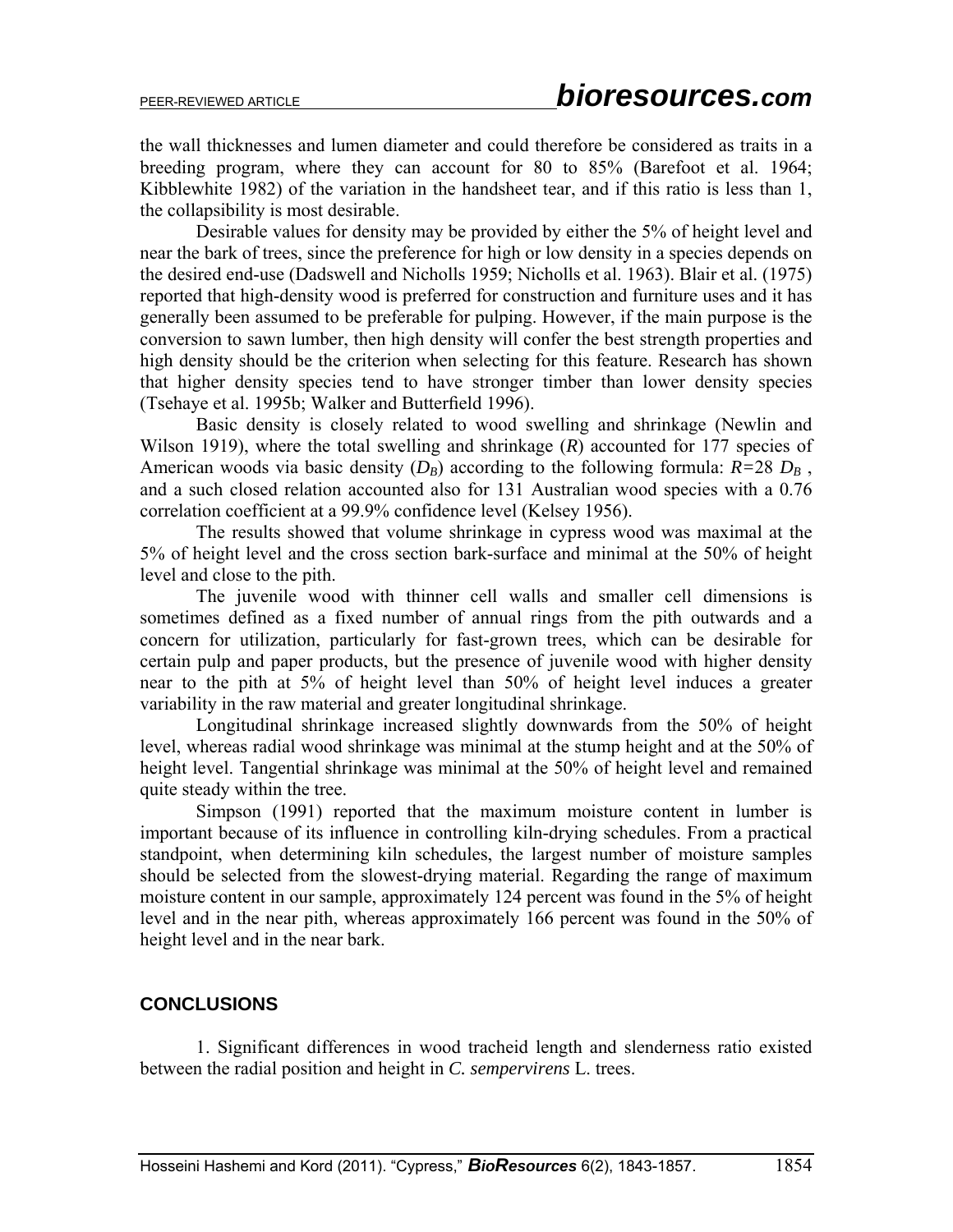the wall thicknesses and lumen diameter and could therefore be considered as traits in a breeding program, where they can account for 80 to 85% (Barefoot et al. 1964; Kibblewhite 1982) of the variation in the handsheet tear, and if this ratio is less than 1, the collapsibility is most desirable.

Desirable values for density may be provided by either the 5% of height level and near the bark of trees, since the preference for high or low density in a species depends on the desired end-use (Dadswell and Nicholls 1959; Nicholls et al. 1963). Blair et al. (1975) reported that high-density wood is preferred for construction and furniture uses and it has generally been assumed to be preferable for pulping. However, if the main purpose is the conversion to sawn lumber, then high density will confer the best strength properties and high density should be the criterion when selecting for this feature. Research has shown that higher density species tend to have stronger timber than lower density species (Tsehaye et al. 1995b; Walker and Butterfield 1996).

Basic density is closely related to wood swelling and shrinkage (Newlin and Wilson 1919), where the total swelling and shrinkage ($R$) accounted for 177 species of American woods via basic density ($D_B$) according to the following formula: $R$=28 $D_B$ , and a such closed relation accounted also for 131 Australian wood species with a 0.76 correlation coefficient at a 99.9% confidence level (Kelsey 1956).

The results showed that volume shrinkage in cypress wood was maximal at the 5% of height level and the cross section bark-surface and minimal at the 50% of height level and close to the pith.

The juvenile wood with thinner cell walls and smaller cell dimensions is sometimes defined as a fixed number of annual rings from the pith outwards and a concern for utilization, particularly for fast-grown trees, which can be desirable for certain pulp and paper products, but the presence of juvenile wood with higher density near to the pith at 5% of height level than 50% of height level induces a greater variability in the raw material and greater longitudinal shrinkage.

Longitudinal shrinkage increased slightly downwards from the 50% of height level, whereas radial wood shrinkage was minimal at the stump height and at the 50% of height level. Tangential shrinkage was minimal at the 50% of height level and remained quite steady within the tree.

Simpson (1991) reported that the maximum moisture content in lumber is important because of its influence in controlling kiln-drying schedules. From a practical standpoint, when determining kiln schedules, the largest number of moisture samples should be selected from the slowest-drying material. Regarding the range of maximum moisture content in our sample, approximately 124 percent was found in the 5% of height level and in the near pith, whereas approximately 166 percent was found in the 50% of height level and in the near bark.

## CONCLUSIONS

1. Significant differences in wood tracheid length and slenderness ratio existed between the radial position and height in *C. sempervirens* L. trees.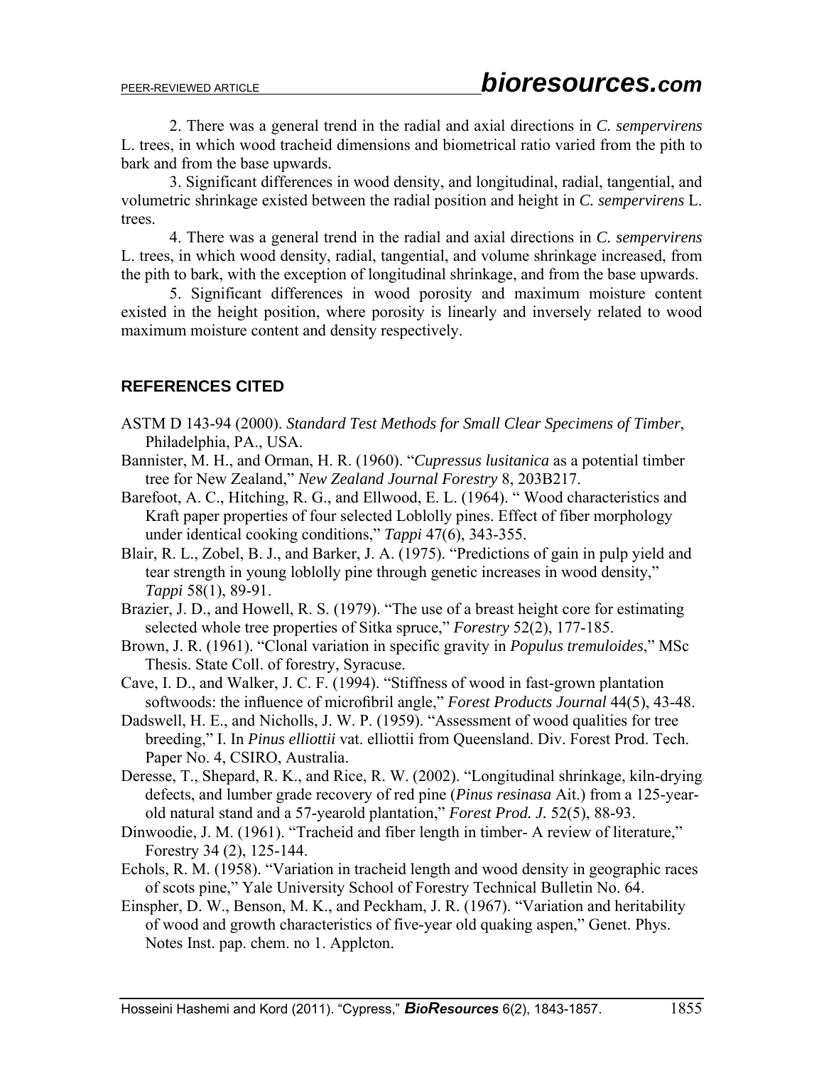2. There was a general trend in the radial and axial directions in *C. sempervirens* L. trees, in which wood tracheid dimensions and biometrical ratio varied from the pith to bark and from the base upwards.

3. Significant differences in wood density, and longitudinal, radial, tangential, and volumetric shrinkage existed between the radial position and height in *C. sempervirens* L. trees.

4. There was a general trend in the radial and axial directions in *C. sempervirens* L. trees, in which wood density, radial, tangential, and volume shrinkage increased, from the pith to bark, with the exception of longitudinal shrinkage, and from the base upwards.

5. Significant differences in wood porosity and maximum moisture content existed in the height position, where porosity is linearly and inversely related to wood maximum moisture content and density respectively.

## REFERENCES CITED

ASTM D 143-94 (2000). *Standard Test Methods for Small Clear Specimens of Timber*, Philadelphia, PA., USA.

Bannister, M. H., and Orman, H. R. (1960). "*Cupressus lusitanica* as a potential timber tree for New Zealand," *New Zealand Journal Forestry* 8, 203B217.

Barefoot, A. C., Hitching, R. G., and Ellwood, E. L. (1964). " Wood characteristics and Kraft paper properties of four selected Loblolly pines. Effect of fiber morphology under identical cooking conditions," *Tappi* 47(6), 343-355.

Blair, R. L., Zobel, B. J., and Barker, J. A. (1975). "Predictions of gain in pulp yield and tear strength in young loblolly pine through genetic increases in wood density," *Tappi* 58(1), 89-91.

Brazier, J. D., and Howell, R. S. (1979). "The use of a breast height core for estimating selected whole tree properties of Sitka spruce," *Forestry* 52(2), 177-185.

Brown, J. R. (1961). "Clonal variation in specific gravity in *Populus tremuloides*," MSc Thesis. State Coll. of forestry, Syracuse.

Cave, I. D., and Walker, J. C. F. (1994). "Stiffness of wood in fast-grown plantation softwoods: the influence of microfibril angle," *Forest Products Journal* 44(5), 43-48.

Dadswell, H. E., and Nicholls, J. W. P. (1959). "Assessment of wood qualities for tree breeding," I. In *Pinus elliottii* vat. elliottii from Queensland. Div. Forest Prod. Tech. Paper No. 4, CSIRO, Australia.

Deresse, T., Shepard, R. K., and Rice, R. W. (2002). "Longitudinal shrinkage, kiln-drying defects, and lumber grade recovery of red pine (*Pinus resinasa* Ait.) from a 125-year-old natural stand and a 57-yearold plantation," *Forest Prod. J.* 52(5), 88-93.

Dinwoodie, J. M. (1961). "Tracheid and fiber length in timber- A review of literature," Forestry 34 (2), 125-144.

Echols, R. M. (1958). "Variation in tracheid length and wood density in geographic races of scots pine," Yale University School of Forestry Technical Bulletin No. 64.

Einspher, D. W., Benson, M. K., and Peckham, J. R. (1967). "Variation and heritability of wood and growth characteristics of five-year old quaking aspen," Genet. Phys. Notes Inst. pap. chem. no 1. Applcton.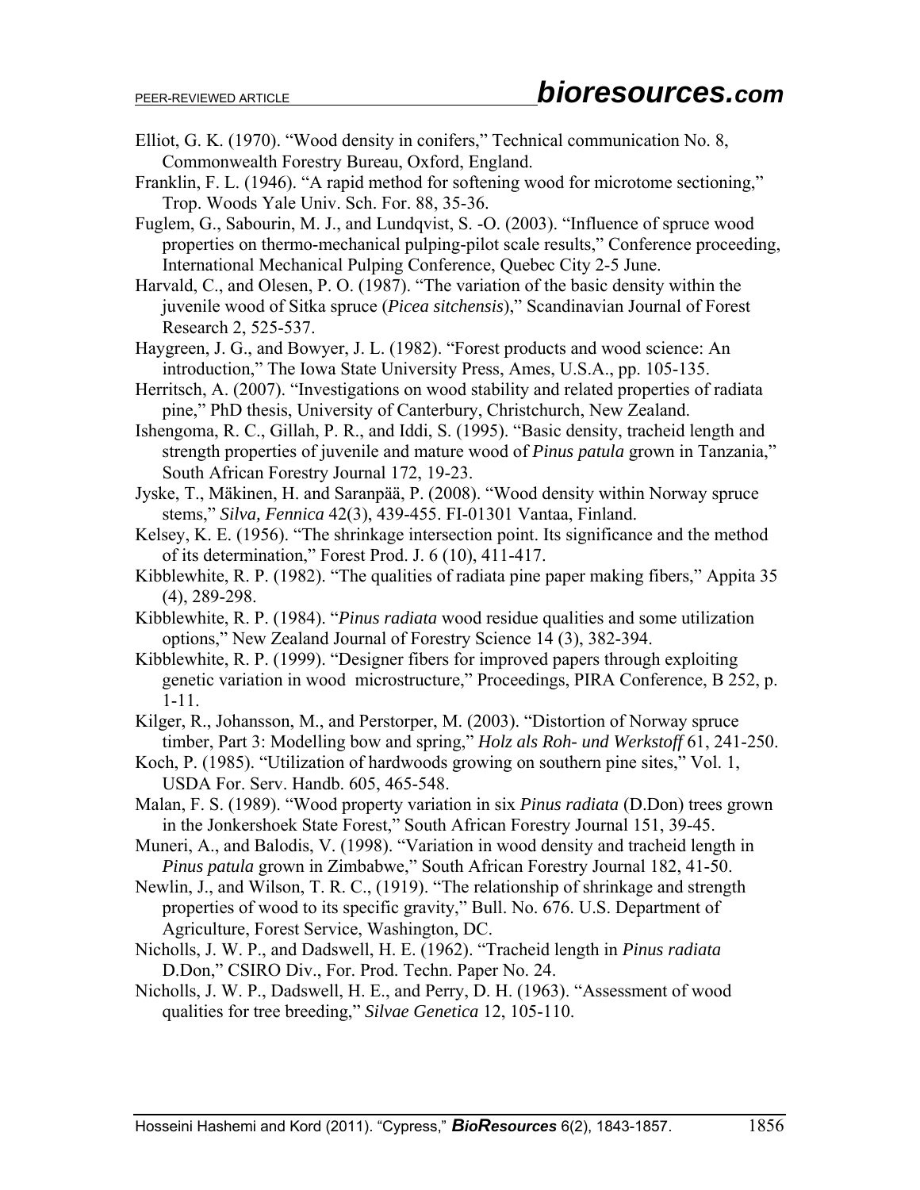Elliot, G. K. (1970). "Wood density in conifers," Technical communication No. 8, Commonwealth Forestry Bureau, Oxford, England.

Franklin, F. L. (1946). "A rapid method for softening wood for microtome sectioning," Trop. Woods Yale Univ. Sch. For. 88, 35-36.

Fuglem, G., Sabourin, M. J., and Lundqvist, S. -O. (2003). "Influence of spruce wood properties on thermo-mechanical pulping-pilot scale results," Conference proceeding, International Mechanical Pulping Conference, Quebec City 2-5 June.

Harvald, C., and Olesen, P. O. (1987). "The variation of the basic density within the juvenile wood of Sitka spruce (*Picea sitchensis*)," Scandinavian Journal of Forest Research 2, 525-537.

Haygreen, J. G., and Bowyer, J. L. (1982). "Forest products and wood science: An introduction," The Iowa State University Press, Ames, U.S.A., pp. 105-135.

Herritsch, A. (2007). "Investigations on wood stability and related properties of radiata pine," PhD thesis, University of Canterbury, Christchurch, New Zealand.

Ishengoma, R. C., Gillah, P. R., and Iddi, S. (1995). "Basic density, tracheid length and strength properties of juvenile and mature wood of *Pinus patula* grown in Tanzania," South African Forestry Journal 172, 19-23.

Jyske, T., Mäkinen, H. and Saranpää, P. (2008). "Wood density within Norway spruce stems," *Silva, Fennica* 42(3), 439-455. FI-01301 Vantaa, Finland.

Kelsey, K. E. (1956). "The shrinkage intersection point. Its significance and the method of its determination," Forest Prod. J. 6 (10), 411-417.

Kibblewhite, R. P. (1982). "The qualities of radiata pine paper making fibers," Appita 35 (4), 289-298.

Kibblewhite, R. P. (1984). "*Pinus radiata* wood residue qualities and some utilization options," New Zealand Journal of Forestry Science 14 (3), 382-394.

Kibblewhite, R. P. (1999). "Designer fibers for improved papers through exploiting genetic variation in wood microstructure," Proceedings, PIRA Conference, B 252, p. 1-11.

Kilger, R., Johansson, M., and Perstorper, M. (2003). "Distortion of Norway spruce timber, Part 3: Modelling bow and spring," *Holz als Roh- und Werkstoff* 61, 241-250.

Koch, P. (1985). "Utilization of hardwoods growing on southern pine sites," Vol. 1, USDA For. Serv. Handb. 605, 465-548.

Malan, F. S. (1989). "Wood property variation in six *Pinus radiata* (D.Don) trees grown in the Jonkershoek State Forest," South African Forestry Journal 151, 39-45.

Muneri, A., and Balodis, V. (1998). "Variation in wood density and tracheid length in *Pinus patula* grown in Zimbabwe," South African Forestry Journal 182, 41-50.

Newlin, J., and Wilson, T. R. C., (1919). "The relationship of shrinkage and strength properties of wood to its specific gravity," Bull. No. 676. U.S. Department of Agriculture, Forest Service, Washington, DC.

Nicholls, J. W. P., and Dadswell, H. E. (1962). "Tracheid length in *Pinus radiata* D.Don," CSIRO Div., For. Prod. Techn. Paper No. 24.

Nicholls, J. W. P., Dadswell, H. E., and Perry, D. H. (1963). "Assessment of wood qualities for tree breeding," *Silvae Genetica* 12, 105-110.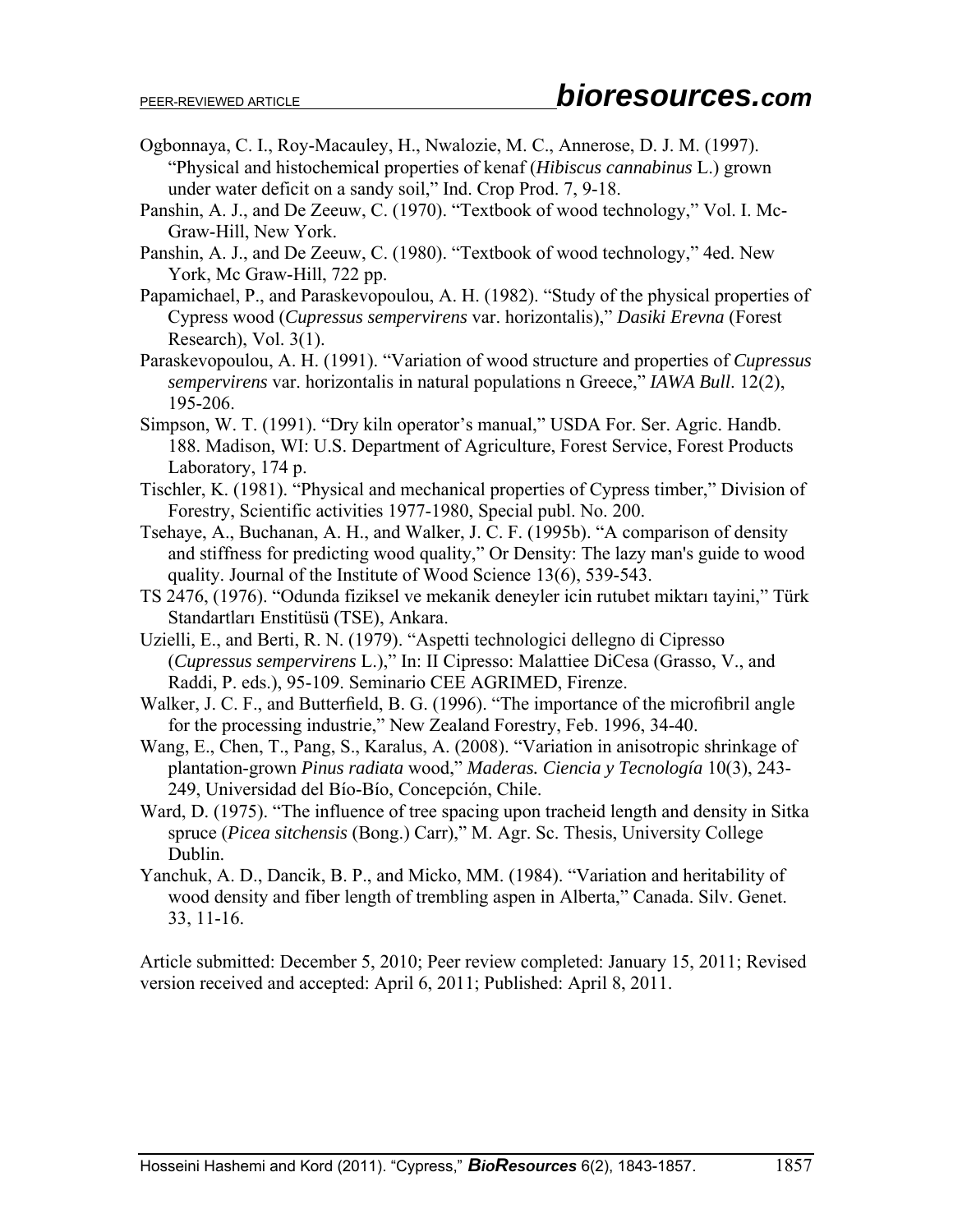Ogbonnaya, C. I., Roy-Macauley, H., Nwalozie, M. C., Annerose, D. J. M. (1997). "Physical and histochemical properties of kenaf (*Hibiscus cannabinus* L.) grown under water deficit on a sandy soil," Ind. Crop Prod. 7, 9-18.

Panshin, A. J., and De Zeeuw, C. (1970). "Textbook of wood technology," Vol. I. Mc-Graw-Hill, New York.

Panshin, A. J., and De Zeeuw, C. (1980). "Textbook of wood technology," 4ed. New York, Mc Graw-Hill, 722 pp.

Papamichael, P., and Paraskevopoulou, A. H. (1982). "Study of the physical properties of Cypress wood (*Cupressus sempervirens* var. horizontalis)," *Dasiki Erevna* (Forest Research), Vol. 3(1).

Paraskevopoulou, A. H. (1991). "Variation of wood structure and properties of *Cupressus sempervirens* var. horizontalis in natural populations n Greece," *IAWA Bull*. 12(2), 195-206.

Simpson, W. T. (1991). "Dry kiln operator's manual," USDA For. Ser. Agric. Handb. 188. Madison, WI: U.S. Department of Agriculture, Forest Service, Forest Products Laboratory, 174 p.

Tischler, K. (1981). "Physical and mechanical properties of Cypress timber," Division of Forestry, Scientific activities 1977-1980, Special publ. No. 200.

Tsehaye, A., Buchanan, A. H., and Walker, J. C. F. (1995b). "A comparison of density and stiffness for predicting wood quality," Or Density: The lazy man's guide to wood quality. Journal of the Institute of Wood Science 13(6), 539-543.

TS 2476, (1976). "Odunda fiziksel ve mekanik deneyler icin rutubet miktarı tayini," Türk Standartları Enstitüsü (TSE), Ankara.

Uzielli, E., and Berti, R. N. (1979). "Aspetti technologici dellegno di Cipresso (*Cupressus sempervirens* L.)," In: II Cipresso: Malattiee DiCesa (Grasso, V., and Raddi, P. eds.), 95-109. Seminario CEE AGRIMED, Firenze.

Walker, J. C. F., and Butterfield, B. G. (1996). "The importance of the microfibril angle for the processing industrie," New Zealand Forestry, Feb. 1996, 34-40.

Wang, E., Chen, T., Pang, S., Karalus, A. (2008). "Variation in anisotropic shrinkage of plantation-grown *Pinus radiata* wood," *Maderas. Ciencia y Tecnología* 10(3), 243-249, Universidad del Bío-Bío, Concepción, Chile.

Ward, D. (1975). "The influence of tree spacing upon tracheid length and density in Sitka spruce (*Picea sitchensis* (Bong.) Carr)," M. Agr. Sc. Thesis, University College Dublin.

Yanchuk, A. D., Dancik, B. P., and Micko, MM. (1984). "Variation and heritability of wood density and fiber length of trembling aspen in Alberta," Canada. Silv. Genet. 33, 11-16.

Article submitted: December 5, 2010; Peer review completed: January 15, 2011; Revised version received and accepted: April 6, 2011; Published: April 8, 2011.